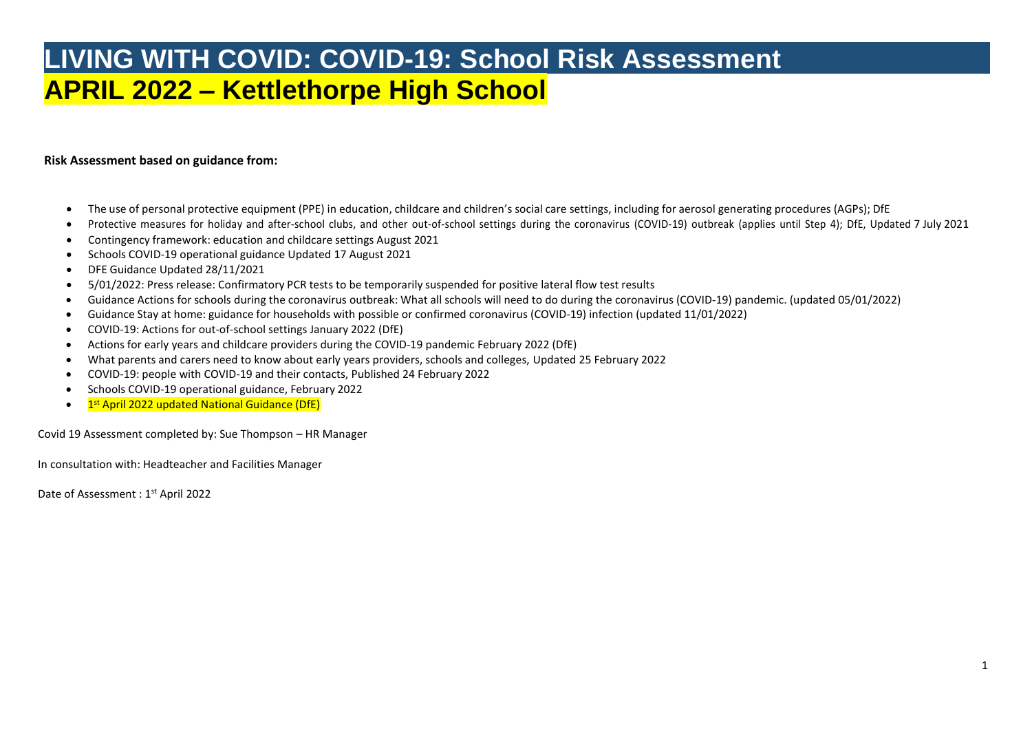# LIVING WITH COVID: COVID-19: School Risk Assessment

# APRIL 2022 – Kettlethorpe High School

**Risk Assessment based on guidance from:**

- The use of personal protective equipment (PPE) in education, childcare and children's social care settings, including for aerosol generating procedures (AGPs); DfE
- Protective measures for holiday and after-school clubs, and other out-of-school settings during the coronavirus (COVID-19) outbreak (applies until Step 4); DfE, Updated 7 July 2021
- Contingency framework: education and childcare settings August 2021
- Schools COVID-19 operational guidance Updated 17 August 2021
- DFE Guidance Updated 28/11/2021
- 5/01/2022: Press release: Confirmatory PCR tests to be temporarily suspended for positive lateral flow test results
- Guidance Actions for schools during the coronavirus outbreak: What all schools will need to do during the coronavirus (COVID-19) pandemic. (updated 05/01/2022)
- Guidance Stay at home: guidance for households with possible or confirmed coronavirus (COVID-19) infection (updated 11/01/2022)
- COVID-19: Actions for out-of-school settings January 2022 (DfE)
- Actions for early years and childcare providers during the COVID-19 pandemic February 2022 (DfE)
- What parents and carers need to know about early years providers, schools and colleges, Updated 25 February 2022
- COVID-19: people with COVID-19 and their contacts, Published 24 February 2022
- Schools COVID-19 operational guidance, February 2022
- 1st April 2022 updated National Guidance (DfE)

Covid 19 Assessment completed by: Sue Thompson – HR Manager

In consultation with: Headteacher and Facilities Manager

Date of Assessment : 1st April 2022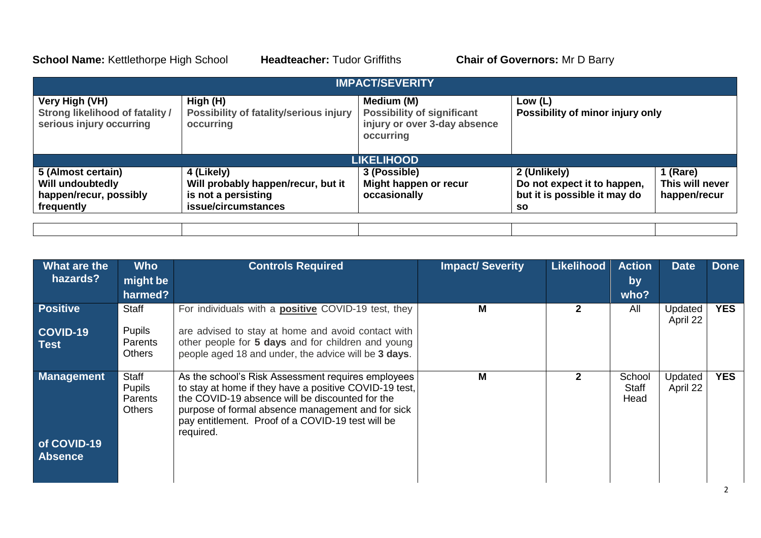**School Name:** Kettlethorpe High School **Headteacher:** Tudor Griffiths **Chair of Governors:** Mr D Barry

| IMPACT/SEVERITY | | | | |
|---|---|---|---|---|
| **Very High (VH)**<br>**Strong likelihood of fatality / serious injury occurring** | **High (H)**<br>**Possibility of fatality/serious injury occurring** | **Medium (M)**<br>**Possibility of significant injury or over 3-day absence occurring** | **Low (L)**<br>**Possibility of minor injury only** | |
| **LIKELIHOOD** | | | | |
| **5 (Almost certain)**<br>**Will undoubtedly happen/recur, possibly frequently** | **4 (Likely)**<br>**Will probably happen/recur, but it is not a persisting issue/circumstances** | **3 (Possible)**<br>**Might happen or recur occasionally** | **2 (Unlikely)**<br>**Do not expect it to happen, but it is possible it may do so** | **1 (Rare)**<br>**This will never happen/recur** |
| | | | | |

| What are the hazards? | Who might be harmed? | Controls Required | Impact/ Severity | Likelihood | Action by who? | Date | Done |
|---|---|---|---|---|---|---|---|
| **Positive COVID-19 Test** | Staff<br>Pupils<br>Parents<br>Others | For individuals with a **positive** COVID-19 test, they are advised to stay at home and avoid contact with other people for **5 days** and for children and young people aged 18 and under, the advice will be **3 days**. | **M** | **2** | All | Updated April 22 | **YES** |
| **Management of COVID-19 Absence** | Staff<br>Pupils<br>Parents<br>Others | As the school's Risk Assessment requires employees to stay at home if they have a positive COVID-19 test, the COVID-19 absence will be discounted for the purpose of formal absence management and for sick pay entitlement. Proof of a COVID-19 test will be required. | **M** | **2** | School Staff Head | Updated April 22 | **YES** |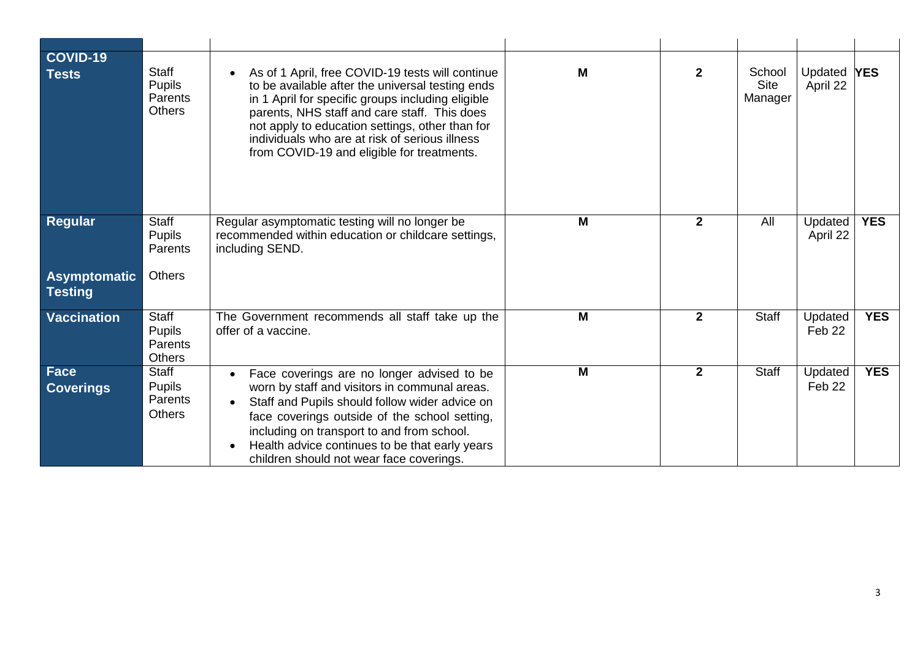| | | | | | | | |
|---|---|---|---|---|---|---|---|
| **COVID-19 Tests** | Staff Pupils Parents Others | • As of 1 April, free COVID-19 tests will continue to be available after the universal testing ends in 1 April for specific groups including eligible parents, NHS staff and care staff. This does not apply to education settings, other than for individuals who are at risk of serious illness from COVID-19 and eligible for treatments. | **M** | **2** | School Site Manager | Updated April 22 | **YES** |
| **Regular Asymptomatic Testing** | Staff Pupils Parents Others | Regular asymptomatic testing will no longer be recommended within education or childcare settings, including SEND. | **M** | **2** | All | Updated April 22 | **YES** |
| **Vaccination** | Staff Pupils Parents Others | The Government recommends all staff take up the offer of a vaccine. | **M** | **2** | Staff | Updated Feb 22 | **YES** |
| **Face Coverings** | Staff Pupils Parents Others | • Face coverings are no longer advised to be worn by staff and visitors in communal areas.<br>• Staff and Pupils should follow wider advice on face coverings outside of the school setting, including on transport to and from school.<br>• Health advice continues to be that early years children should not wear face coverings. | **M** | **2** | Staff | Updated Feb 22 | **YES** |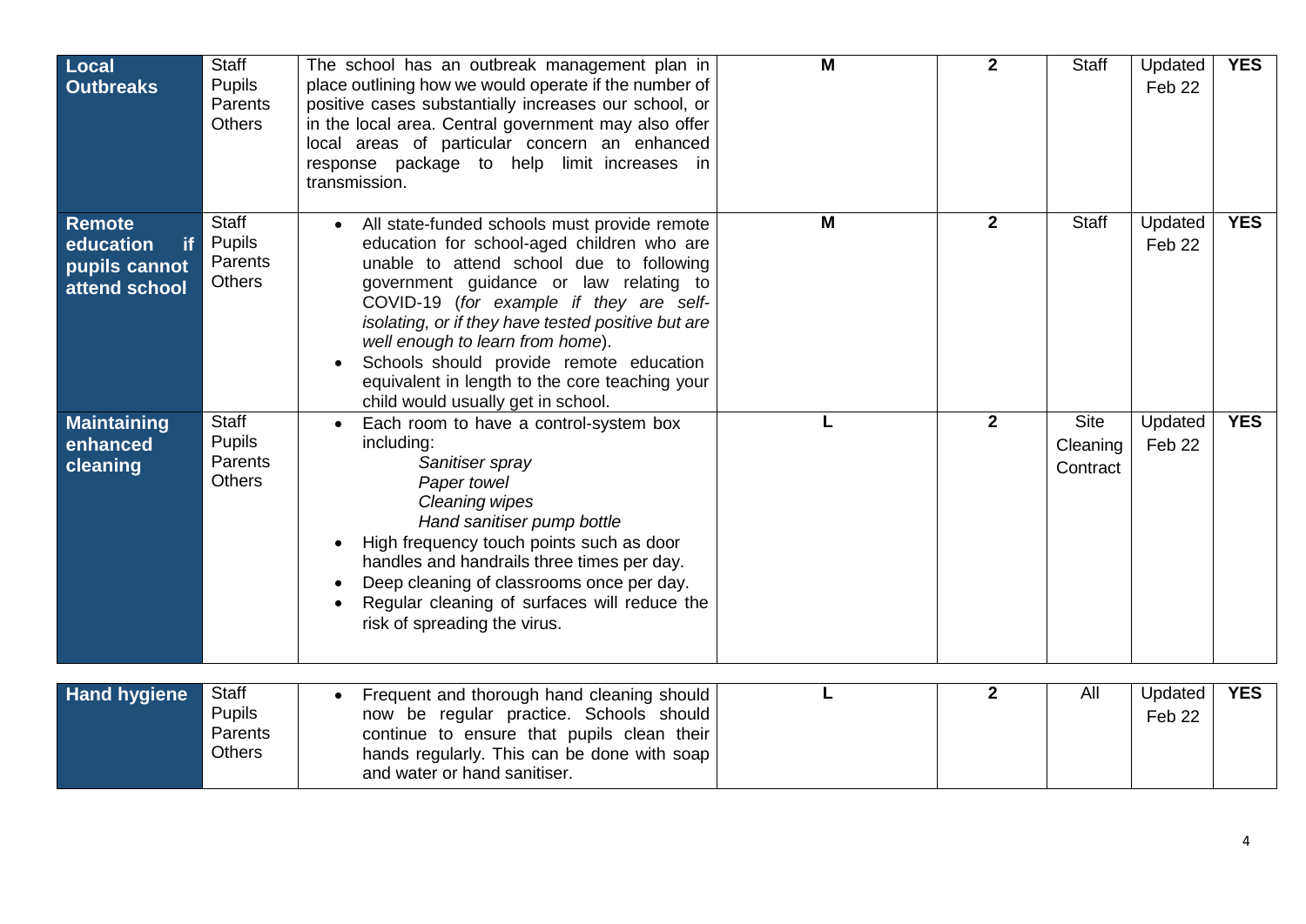| **Local Outbreaks** | Staff<br>Pupils<br>Parents<br>Others | The school has an outbreak management plan in place outlining how we would operate if the number of positive cases substantially increases our school, or in the local area. Central government may also offer local areas of particular concern an enhanced response package to help limit increases in transmission. | **M** | **2** | Staff | Updated Feb 22 | **YES** |
|---|---|---|---|---|---|---|---|
| **Remote education if pupils cannot attend school** | Staff<br>Pupils<br>Parents<br>Others | • All state-funded schools must provide remote education for school-aged children who are unable to attend school due to following government guidance or law relating to COVID-19 (*for example if they are self-isolating, or if they have tested positive but are well enough to learn from home*).<br>• Schools should provide remote education equivalent in length to the core teaching your child would usually get in school. | **M** | **2** | Staff | Updated Feb 22 | **YES** |
| **Maintaining enhanced cleaning** | Staff<br>Pupils<br>Parents<br>Others | • Each room to have a control-system box including:<br>*Sanitiser spray*<br>*Paper towel*<br>*Cleaning wipes*<br>*Hand sanitiser pump bottle*<br>• High frequency touch points such as door handles and handrails three times per day.<br>• Deep cleaning of classrooms once per day.<br>• Regular cleaning of surfaces will reduce the risk of spreading the virus. | **L** | **2** | Site Cleaning Contract | Updated Feb 22 | **YES** |
| **Hand hygiene** | Staff<br>Pupils<br>Parents<br>Others | • Frequent and thorough hand cleaning should now be regular practice. Schools should continue to ensure that pupils clean their hands regularly. This can be done with soap and water or hand sanitiser. | **L** | **2** | All | Updated Feb 22 | **YES** |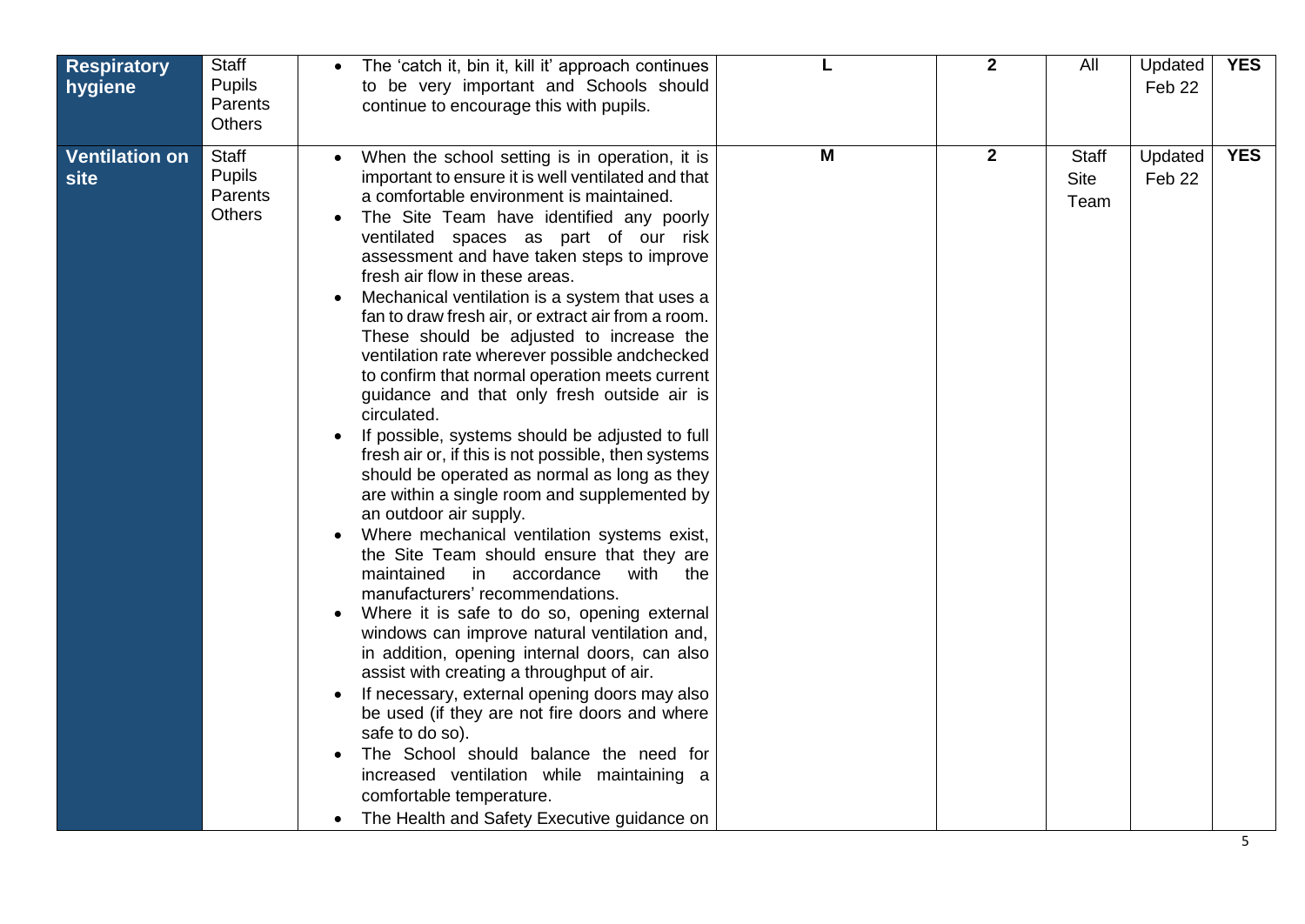| **Respiratory hygiene** | Staff<br>Pupils<br>Parents<br>Others | • The 'catch it, bin it, kill it' approach continues to be very important and Schools should continue to encourage this with pupils. | **L** | **2** | All | Updated Feb 22 | **YES** |
|---|---|---|---|---|---|---|---|
| **Ventilation on site** | Staff<br>Pupils<br>Parents<br>Others | • When the school setting is in operation, it is important to ensure it is well ventilated and that a comfortable environment is maintained.<br>• The Site Team have identified any poorly ventilated spaces as part of our risk assessment and have taken steps to improve fresh air flow in these areas.<br>• Mechanical ventilation is a system that uses a fan to draw fresh air, or extract air from a room. These should be adjusted to increase the ventilation rate wherever possible andchecked to confirm that normal operation meets current guidance and that only fresh outside air is circulated.<br>• If possible, systems should be adjusted to full fresh air or, if this is not possible, then systems should be operated as normal as long as they are within a single room and supplemented by an outdoor air supply.<br>• Where mechanical ventilation systems exist, the Site Team should ensure that they are maintained in accordance with the manufacturers' recommendations.<br>• Where it is safe to do so, opening external windows can improve natural ventilation and, in addition, opening internal doors, can also assist with creating a throughput of air.<br>• If necessary, external opening doors may also be used (if they are not fire doors and where safe to do so).<br>• The School should balance the need for increased ventilation while maintaining a comfortable temperature.<br>• The Health and Safety Executive guidance on | **M** | **2** | Staff<br>Site Team | Updated Feb 22 | **YES** |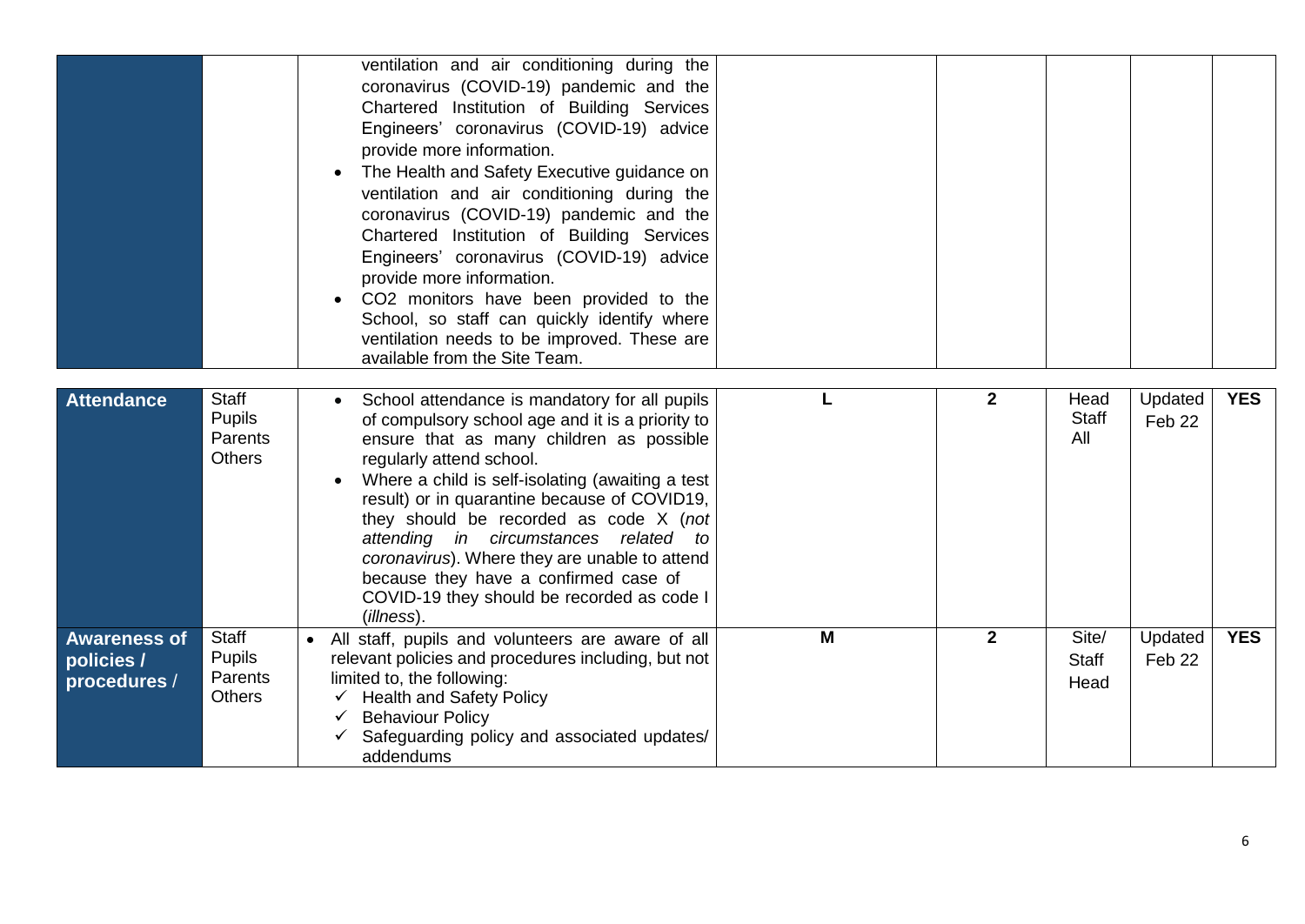| | | | | | | | |
|---|---|---|---|---|---|---|---|
| | | ventilation and air conditioning during the coronavirus (COVID-19) pandemic and the Chartered Institution of Building Services Engineers' coronavirus (COVID-19) advice provide more information.<br>• The Health and Safety Executive guidance on ventilation and air conditioning during the coronavirus (COVID-19) pandemic and the Chartered Institution of Building Services Engineers' coronavirus (COVID-19) advice provide more information.<br>• $CO_2$ monitors have been provided to the School, so staff can quickly identify where ventilation needs to be improved. These are available from the Site Team. | | | | | |
| **Attendance** | Staff<br>Pupils<br>Parents<br>Others | • School attendance is mandatory for all pupils of compulsory school age and it is a priority to ensure that as many children as possible regularly attend school.<br>• Where a child is self-isolating (awaiting a test result) or in quarantine because of COVID19, they should be recorded as code X (*not attending in circumstances related to coronavirus*). Where they are unable to attend because they have a confirmed case of COVID-19 they should be recorded as code I (*illness*). | **L** | **2** | Head<br>Staff<br>All | Updated Feb 22 | **YES** |
| **Awareness of policies / procedures /** | Staff<br>Pupils<br>Parents<br>Others | • All staff, pupils and volunteers are aware of all relevant policies and procedures including, but not limited to, the following:<br>✓ Health and Safety Policy<br>✓ Behaviour Policy<br>✓ Safeguarding policy and associated updates/ addendums | **M** | **2** | Site/<br>Staff<br>Head | Updated Feb 22 | **YES** |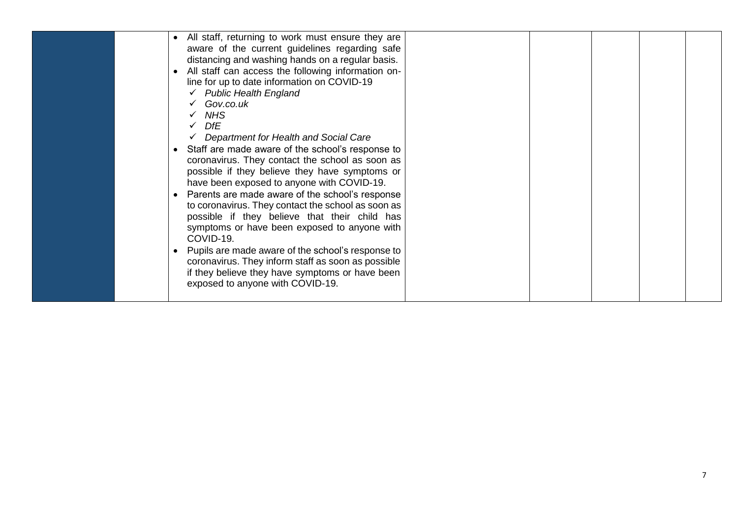| | | | | | | | |
|---|---|---|---|---|---|---|---|
| | | • All staff, returning to work must ensure they are aware of the current guidelines regarding safe distancing and washing hands on a regular basis.<br>• All staff can access the following information on-line for up to date information on COVID-19<br>✓ *Public Health England*<br>✓ *Gov.co.uk*<br>✓ *NHS*<br>✓ *DfE*<br>✓ *Department for Health and Social Care*<br>• Staff are made aware of the school's response to coronavirus. They contact the school as soon as possible if they believe they have symptoms or have been exposed to anyone with COVID-19.<br>• Parents are made aware of the school's response to coronavirus. They contact the school as soon as possible if they believe that their child has symptoms or have been exposed to anyone with COVID-19.<br>• Pupils are made aware of the school's response to coronavirus. They inform staff as soon as possible if they believe they have symptoms or have been exposed to anyone with COVID-19. | | | | | |